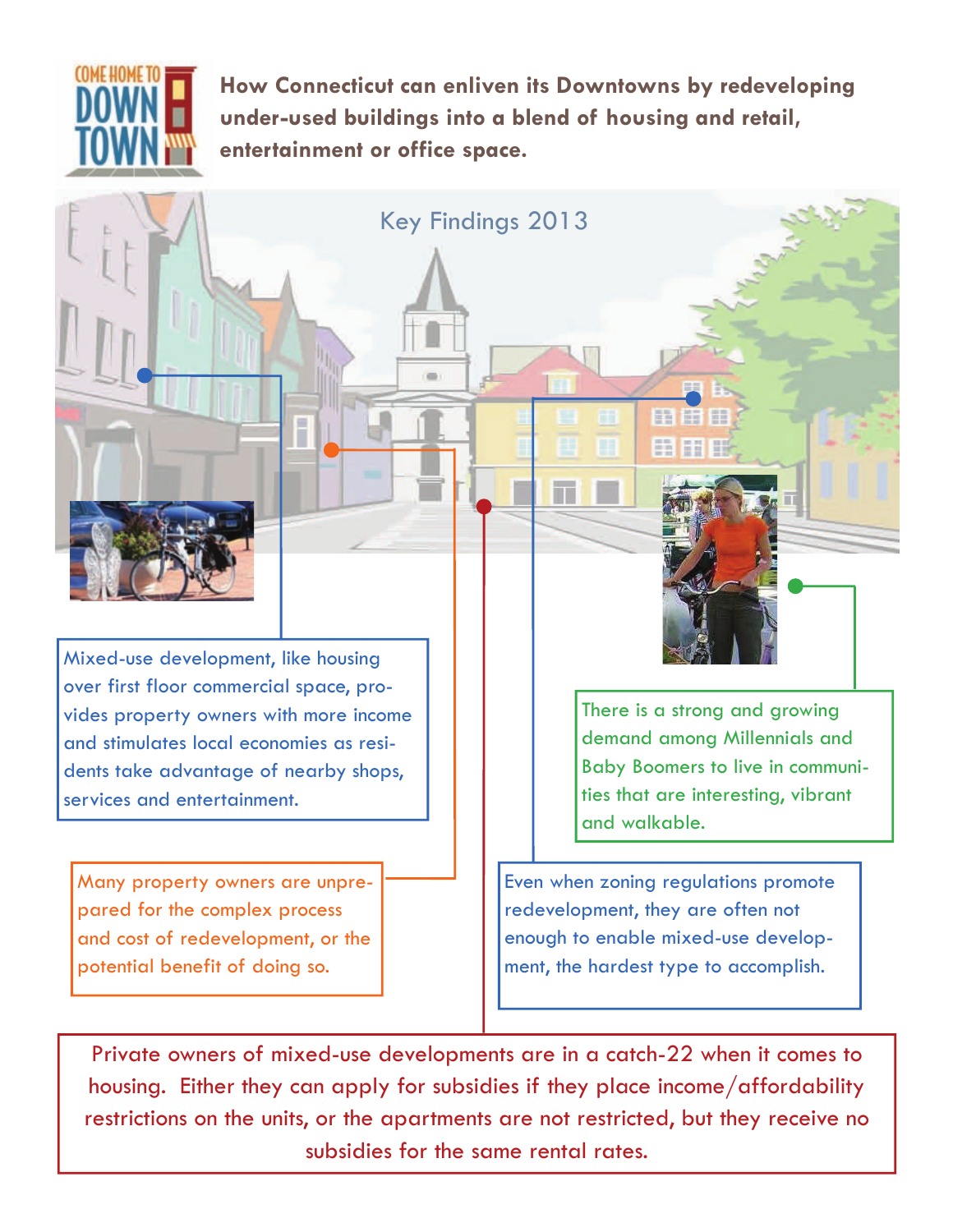COME HOME TO DOWNTOWN

**How Connecticut can enliven its Downtowns by redeveloping under-used buildings into a blend of housing and retail, entertainment or office space.**

## Key Findings 2013

Mixed-use development, like housing over first floor commercial space, provides property owners with more income and stimulates local economies as residents take advantage of nearby shops, services and entertainment.

There is a strong and growing demand among Millennials and Baby Boomers to live in communities that are interesting, vibrant and walkable.

Many property owners are unprepared for the complex process and cost of redevelopment, or the potential benefit of doing so.

Even when zoning regulations promote redevelopment, they are often not enough to enable mixed-use development, the hardest type to accomplish.

Private owners of mixed-use developments are in a catch-22 when it comes to housing. Either they can apply for subsidies if they place income/affordability restrictions on the units, or the apartments are not restricted, but they receive no subsidies for the same rental rates.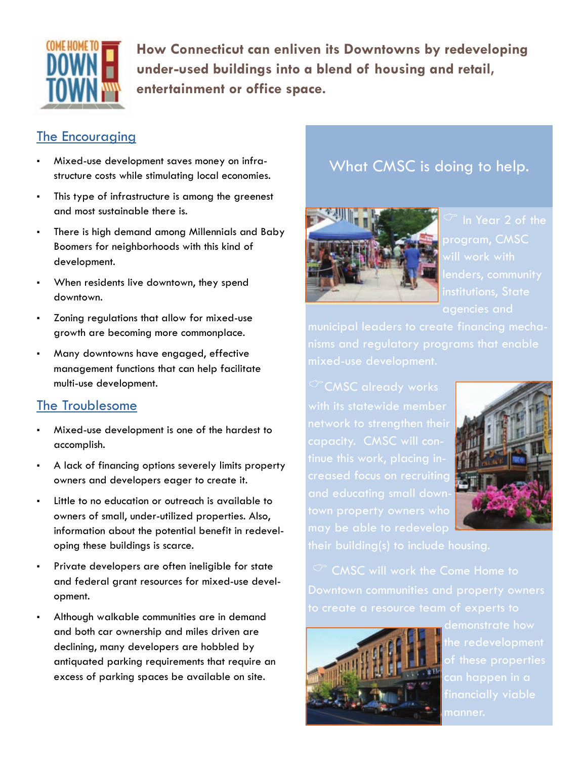**How Connecticut can enliven its Downtowns by redeveloping under-used buildings into a blend of housing and retail, entertainment or office space.**

## The Encouraging

- Mixed-use development saves money on infrastructure costs while stimulating local economies.
- This type of infrastructure is among the greenest and most sustainable there is.
- There is high demand among Millennials and Baby Boomers for neighborhoods with this kind of development.
- When residents live downtown, they spend downtown.
- Zoning regulations that allow for mixed-use growth are becoming more commonplace.
- Many downtowns have engaged, effective management functions that can help facilitate multi-use development.

## The Troublesome

- Mixed-use development is one of the hardest to accomplish.
- A lack of financing options severely limits property owners and developers eager to create it.
- Little to no education or outreach is available to owners of small, under-utilized properties. Also, information about the potential benefit in redeveloping these buildings is scarce.
- Private developers are often ineligible for state and federal grant resources for mixed-use development.
- Although walkable communities are in demand and both car ownership and miles driven are declining, many developers are hobbled by antiquated parking requirements that require an excess of parking spaces be available on site.

## What CMSC is doing to help.

☞ In Year 2 of the program, CMSC will work with lenders, community institutions, State agencies and municipal leaders to create financing mechanisms and regulatory programs that enable mixed-use development.

☞ CMSC already works with its statewide member network to strengthen their capacity. CMSC will continue this work, placing increased focus on recruiting and educating small downtown property owners who may be able to redevelop their building(s) to include housing.

☞ CMSC will work the Come Home to Downtown communities and property owners to create a resource team of experts to demonstrate how the redevelopment of these properties can happen in a financially viable manner.